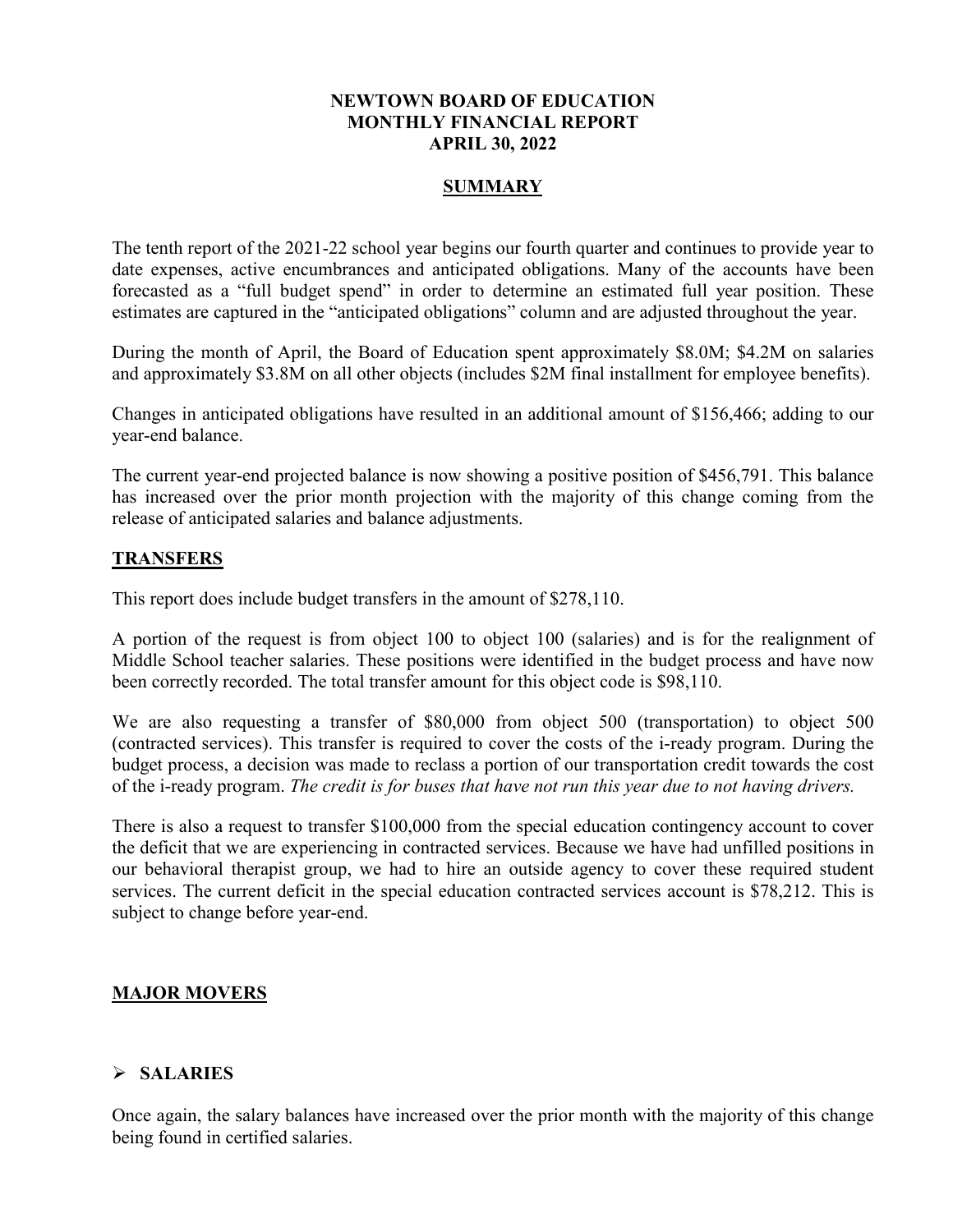**NEWTOWN BOARD OF EDUCATION**
**MONTHLY FINANCIAL REPORT**
**APRIL 30, 2022**

## SUMMARY

The tenth report of the 2021-22 school year begins our fourth quarter and continues to provide year to date expenses, active encumbrances and anticipated obligations. Many of the accounts have been forecasted as a "full budget spend" in order to determine an estimated full year position. These estimates are captured in the "anticipated obligations" column and are adjusted throughout the year.

During the month of April, the Board of Education spent approximately \$8.0M; \$4.2M on salaries and approximately \$3.8M on all other objects (includes \$2M final installment for employee benefits).

Changes in anticipated obligations have resulted in an additional amount of \$156,466; adding to our year-end balance.

The current year-end projected balance is now showing a positive position of \$456,791. This balance has increased over the prior month projection with the majority of this change coming from the release of anticipated salaries and balance adjustments.

## TRANSFERS

This report does include budget transfers in the amount of \$278,110.

A portion of the request is from object 100 to object 100 (salaries) and is for the realignment of Middle School teacher salaries. These positions were identified in the budget process and have now been correctly recorded. The total transfer amount for this object code is \$98,110.

We are also requesting a transfer of \$80,000 from object 500 (transportation) to object 500 (contracted services). This transfer is required to cover the costs of the i-ready program. During the budget process, a decision was made to reclass a portion of our transportation credit towards the cost of the i-ready program. *The credit is for buses that have not run this year due to not having drivers.*

There is also a request to transfer \$100,000 from the special education contingency account to cover the deficit that we are experiencing in contracted services. Because we have had unfilled positions in our behavioral therapist group, we had to hire an outside agency to cover these required student services. The current deficit in the special education contracted services account is \$78,212. This is subject to change before year-end.

## MAJOR MOVERS

- **SALARIES**

Once again, the salary balances have increased over the prior month with the majority of this change being found in certified salaries.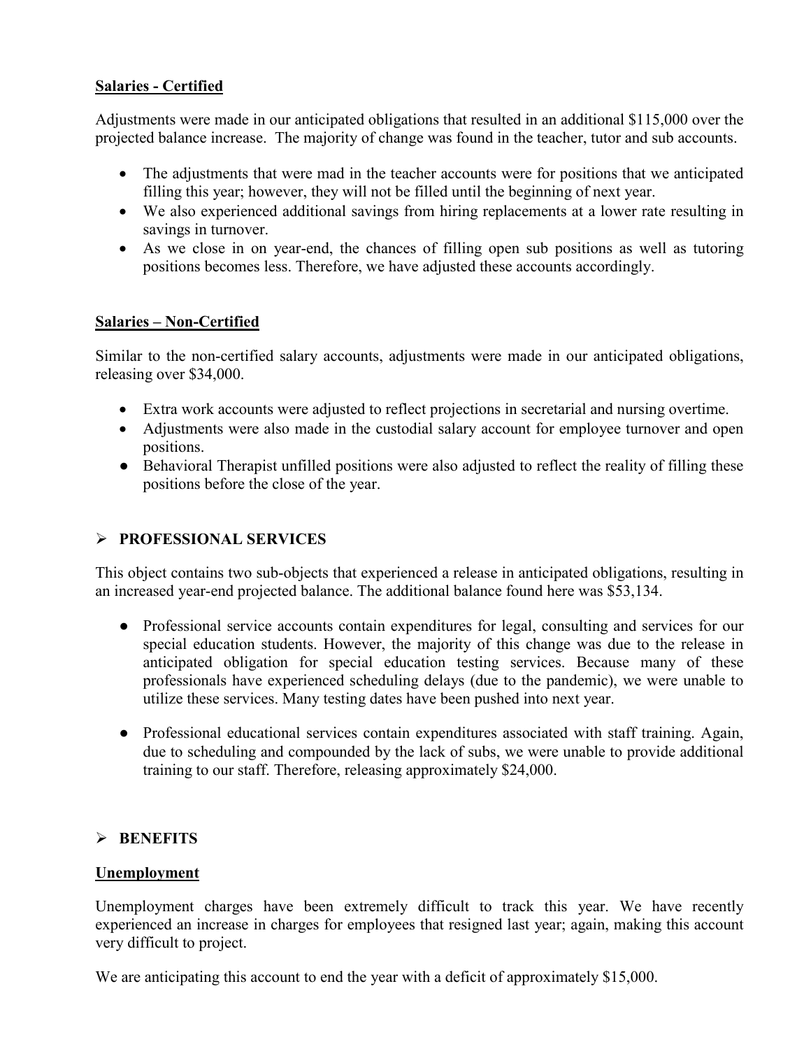**Salaries - Certified**

Adjustments were made in our anticipated obligations that resulted in an additional $115,000 over the projected balance increase. The majority of change was found in the teacher, tutor and sub accounts.

- The adjustments that were mad in the teacher accounts were for positions that we anticipated filling this year; however, they will not be filled until the beginning of next year.
- We also experienced additional savings from hiring replacements at a lower rate resulting in savings in turnover.
- As we close in on year-end, the chances of filling open sub positions as well as tutoring positions becomes less. Therefore, we have adjusted these accounts accordingly.

**Salaries – Non-Certified**

Similar to the non-certified salary accounts, adjustments were made in our anticipated obligations, releasing over $34,000.

- Extra work accounts were adjusted to reflect projections in secretarial and nursing overtime.
- Adjustments were also made in the custodial salary account for employee turnover and open positions.
- Behavioral Therapist unfilled positions were also adjusted to reflect the reality of filling these positions before the close of the year.

## ➢ PROFESSIONAL SERVICES

This object contains two sub-objects that experienced a release in anticipated obligations, resulting in an increased year-end projected balance. The additional balance found here was $53,134.

- Professional service accounts contain expenditures for legal, consulting and services for our special education students. However, the majority of this change was due to the release in anticipated obligation for special education testing services. Because many of these professionals have experienced scheduling delays (due to the pandemic), we were unable to utilize these services. Many testing dates have been pushed into next year.

- Professional educational services contain expenditures associated with staff training. Again, due to scheduling and compounded by the lack of subs, we were unable to provide additional training to our staff. Therefore, releasing approximately $24,000.

## ➢ BENEFITS

**Unemployment**

Unemployment charges have been extremely difficult to track this year. We have recently experienced an increase in charges for employees that resigned last year; again, making this account very difficult to project.

We are anticipating this account to end the year with a deficit of approximately $15,000.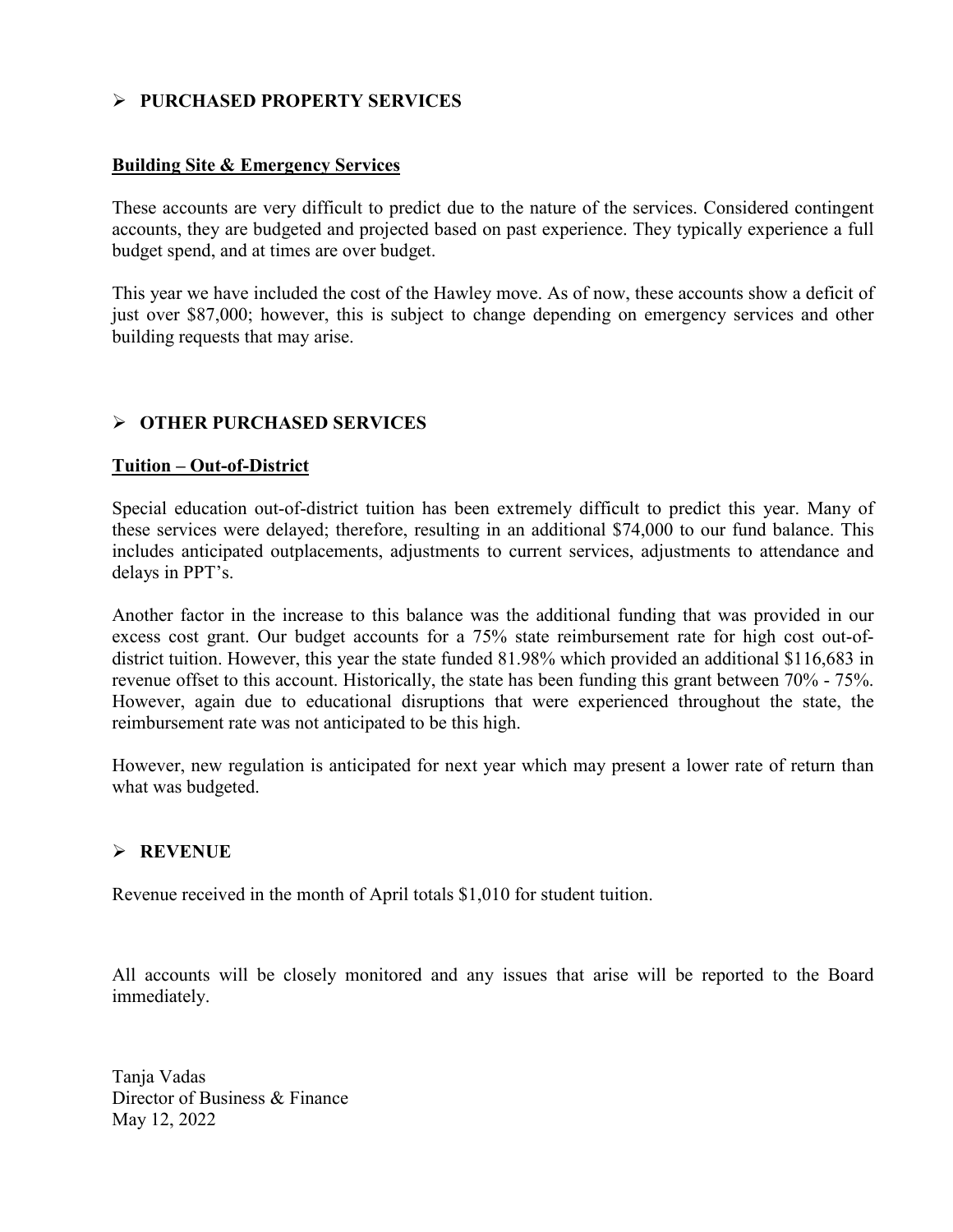## ➢ PURCHASED PROPERTY SERVICES

**Building Site & Emergency Services**

These accounts are very difficult to predict due to the nature of the services. Considered contingent accounts, they are budgeted and projected based on past experience. They typically experience a full budget spend, and at times are over budget.

This year we have included the cost of the Hawley move. As of now, these accounts show a deficit of just over $87,000; however, this is subject to change depending on emergency services and other building requests that may arise.

## ➢ OTHER PURCHASED SERVICES

**Tuition – Out-of-District**

Special education out-of-district tuition has been extremely difficult to predict this year. Many of these services were delayed; therefore, resulting in an additional $74,000 to our fund balance. This includes anticipated outplacements, adjustments to current services, adjustments to attendance and delays in PPT's.

Another factor in the increase to this balance was the additional funding that was provided in our excess cost grant. Our budget accounts for a 75% state reimbursement rate for high cost out-of-district tuition. However, this year the state funded 81.98% which provided an additional $116,683 in revenue offset to this account. Historically, the state has been funding this grant between 70% - 75%. However, again due to educational disruptions that were experienced throughout the state, the reimbursement rate was not anticipated to be this high.

However, new regulation is anticipated for next year which may present a lower rate of return than what was budgeted.

## ➢ REVENUE

Revenue received in the month of April totals $1,010 for student tuition.

All accounts will be closely monitored and any issues that arise will be reported to the Board immediately.

Tanja Vadas
Director of Business & Finance
May 12, 2022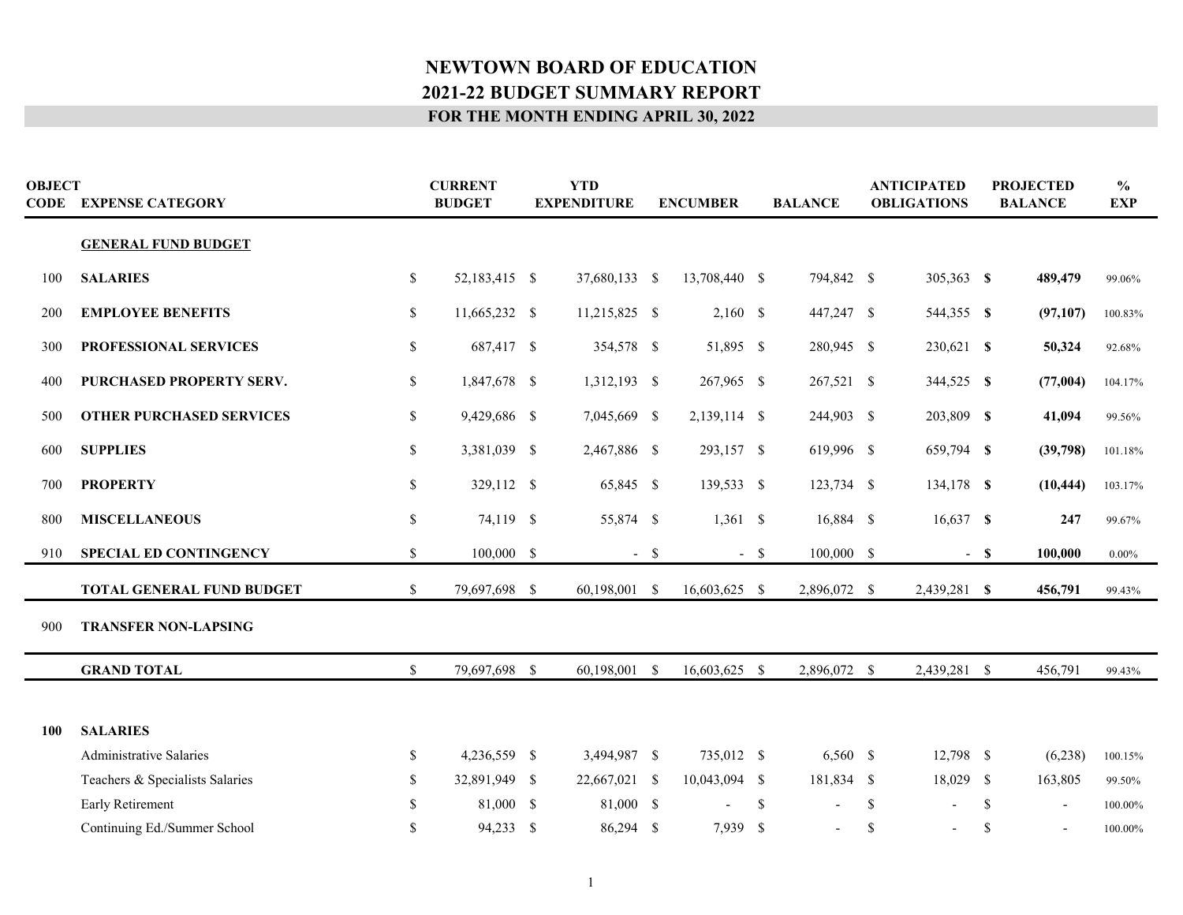# NEWTOWN BOARD OF EDUCATION
## 2021-22 BUDGET SUMMARY REPORT
### FOR THE MONTH ENDING APRIL 30, 2022

| OBJECT CODE | EXPENSE CATEGORY | CURRENT BUDGET | YTD EXPENDITURE | ENCUMBER | BALANCE | ANTICIPATED OBLIGATIONS | PROJECTED BALANCE | % EXP |
|---|---|---|---|---|---|---|---|---|
| | **GENERAL FUND BUDGET** | | | | | | | |
| 100 | **SALARIES** | $ 52,183,415 | $ 37,680,133 | $ 13,708,440 | $ 794,842 | $ 305,363 | **$ 489,479** | 99.06% |
| 200 | **EMPLOYEE BENEFITS** | $ 11,665,232 | $ 11,215,825 | $ 2,160 | $ 447,247 | $ 544,355 | **$ (97,107)** | 100.83% |
| 300 | **PROFESSIONAL SERVICES** | $ 687,417 | $ 354,578 | $ 51,895 | $ 280,945 | $ 230,621 | **$ 50,324** | 92.68% |
| 400 | **PURCHASED PROPERTY SERV.** | $ 1,847,678 | $ 1,312,193 | $ 267,965 | $ 267,521 | $ 344,525 | **$ (77,004)** | 104.17% |
| 500 | **OTHER PURCHASED SERVICES** | $ 9,429,686 | $ 7,045,669 | $ 2,139,114 | $ 244,903 | $ 203,809 | **$ 41,094** | 99.56% |
| 600 | **SUPPLIES** | $ 3,381,039 | $ 2,467,886 | $ 293,157 | $ 619,996 | $ 659,794 | **$ (39,798)** | 101.18% |
| 700 | **PROPERTY** | $ 329,112 | $ 65,845 | $ 139,533 | $ 123,734 | $ 134,178 | **$ (10,444)** | 103.17% |
| 800 | **MISCELLANEOUS** | $ 74,119 | $ 55,874 | $ 1,361 | $ 16,884 | $ 16,637 | **$ 247** | 99.67% |
| 910 | **SPECIAL ED CONTINGENCY** | $ 100,000 | $ - | $ - | $ 100,000 | $ - | **$ 100,000** | 0.00% |
| | **TOTAL GENERAL FUND BUDGET** | $ 79,697,698 | $ 60,198,001 | $ 16,603,625 | $ 2,896,072 | $ 2,439,281 | **$ 456,791** | 99.43% |
| 900 | **TRANSFER NON-LAPSING** | | | | | | | |
| | **GRAND TOTAL** | $ 79,697,698 | $ 60,198,001 | $ 16,603,625 | $ 2,896,072 | $ 2,439,281 | $ 456,791 | 99.43% |

| OBJECT CODE | EXPENSE CATEGORY | CURRENT BUDGET | YTD EXPENDITURE | ENCUMBER | BALANCE | ANTICIPATED OBLIGATIONS | PROJECTED BALANCE | % EXP |
|---|---|---|---|---|---|---|---|---|
| **100** | **SALARIES** | | | | | | | |
| | Administrative Salaries | $ 4,236,559 | $ 3,494,987 | $ 735,012 | $ 6,560 | $ 12,798 | $ (6,238) | 100.15% |
| | Teachers & Specialists Salaries | $ 32,891,949 | $ 22,667,021 | $ 10,043,094 | $ 181,834 | $ 18,029 | $ 163,805 | 99.50% |
| | Early Retirement | $ 81,000 | $ 81,000 | $ - | $ - | $ - | $ - | 100.00% |
| | Continuing Ed./Summer School | $ 94,233 | $ 86,294 | $ 7,939 | $ - | $ - | $ - | 100.00% |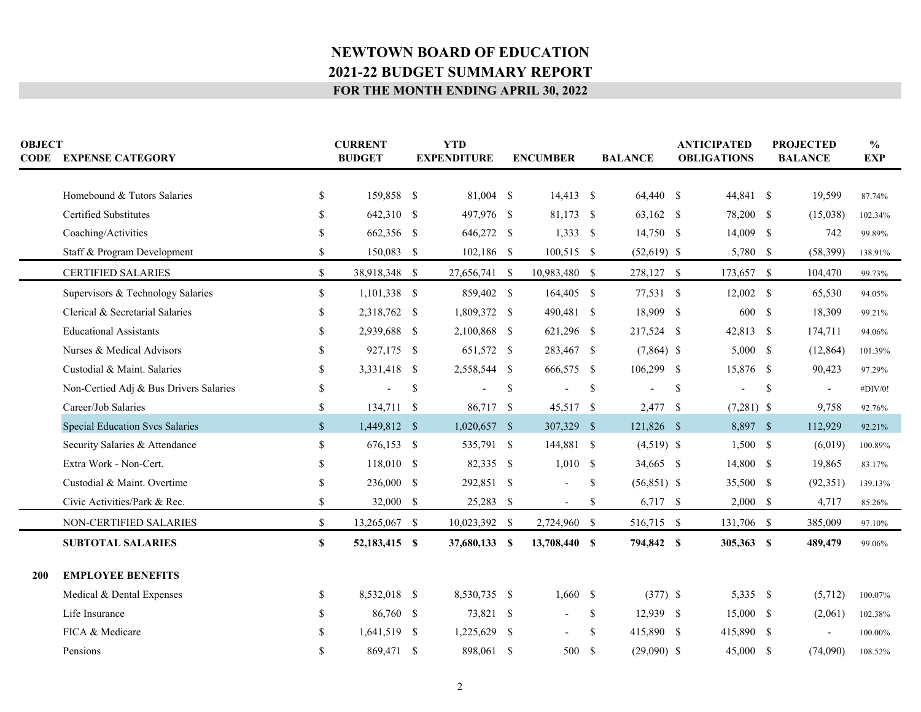# NEWTOWN BOARD OF EDUCATION

## 2021-22 BUDGET SUMMARY REPORT

### FOR THE MONTH ENDING APRIL 30, 2022

| OBJECT CODE | EXPENSE CATEGORY | CURRENT BUDGET | YTD EXPENDITURE | ENCUMBER | BALANCE | ANTICIPATED OBLIGATIONS | PROJECTED BALANCE | % EXP |
|---|---|---|---|---|---|---|---|---|
| | Homebound & Tutors Salaries | $ 159,858 | $ 81,004 | $ 14,413 | $ 64,440 | $ 44,841 | $ 19,599 | 87.74% |
| | Certified Substitutes | $ 642,310 | $ 497,976 | $ 81,173 | $ 63,162 | $ 78,200 | $ (15,038) | 102.34% |
| | Coaching/Activities | $ 662,356 | $ 646,272 | $ 1,333 | $ 14,750 | $ 14,009 | $ 742 | 99.89% |
| | Staff & Program Development | $ 150,083 | $ 102,186 | $ 100,515 | $ (52,619) | $ 5,780 | $ (58,399) | 138.91% |
| | CERTIFIED SALARIES | $ 38,918,348 | $ 27,656,741 | $ 10,983,480 | $ 278,127 | $ 173,657 | $ 104,470 | 99.73% |
| | Supervisors & Technology Salaries | $ 1,101,338 | $ 859,402 | $ 164,405 | $ 77,531 | $ 12,002 | $ 65,530 | 94.05% |
| | Clerical & Secretarial Salaries | $ 2,318,762 | $ 1,809,372 | $ 490,481 | $ 18,909 | $ 600 | $ 18,309 | 99.21% |
| | Educational Assistants | $ 2,939,688 | $ 2,100,868 | $ 621,296 | $ 217,524 | $ 42,813 | $ 174,711 | 94.06% |
| | Nurses & Medical Advisors | $ 927,175 | $ 651,572 | $ 283,467 | $ (7,864) | $ 5,000 | $ (12,864) | 101.39% |
| | Custodial & Maint. Salaries | $ 3,331,418 | $ 2,558,544 | $ 666,575 | $ 106,299 | $ 15,876 | $ 90,423 | 97.29% |
| | Non-Certied Adj & Bus Drivers Salaries | $ - | $ - | $ - | $ - | $ - | $ - | #DIV/0! |
| | Career/Job Salaries | $ 134,711 | $ 86,717 | $ 45,517 | $ 2,477 | $ (7,281) | $ 9,758 | 92.76% |
| | Special Education Svcs Salaries | $ 1,449,812 | $ 1,020,657 | $ 307,329 | $ 121,826 | $ 8,897 | $ 112,929 | 92.21% |
| | Security Salaries & Attendance | $ 676,153 | $ 535,791 | $ 144,881 | $ (4,519) | $ 1,500 | $ (6,019) | 100.89% |
| | Extra Work - Non-Cert. | $ 118,010 | $ 82,335 | $ 1,010 | $ 34,665 | $ 14,800 | $ 19,865 | 83.17% |
| | Custodial & Maint. Overtime | $ 236,000 | $ 292,851 | $ - | $ (56,851) | $ 35,500 | $ (92,351) | 139.13% |
| | Civic Activities/Park & Rec. | $ 32,000 | $ 25,283 | $ - | $ 6,717 | $ 2,000 | $ 4,717 | 85.26% |
| | NON-CERTIFIED SALARIES | $ 13,265,067 | $ 10,023,392 | $ 2,724,960 | $ 516,715 | $ 131,706 | $ 385,009 | 97.10% |
| | **SUBTOTAL SALARIES** | **$ 52,183,415** | **$ 37,680,133** | **$ 13,708,440** | **$ 794,842** | **$ 305,363** | **$ 489,479** | 99.06% |
| **200** | **EMPLOYEE BENEFITS** | | | | | | | |
| | Medical & Dental Expenses | $ 8,532,018 | $ 8,530,735 | $ 1,660 | $ (377) | $ 5,335 | $ (5,712) | 100.07% |
| | Life Insurance | $ 86,760 | $ 73,821 | $ - | $ 12,939 | $ 15,000 | $ (2,061) | 102.38% |
| | FICA & Medicare | $ 1,641,519 | $ 1,225,629 | $ - | $ 415,890 | $ 415,890 | $ - | 100.00% |
| | Pensions | $ 869,471 | $ 898,061 | $ 500 | $ (29,090) | $ 45,000 | $ (74,090) | 108.52% |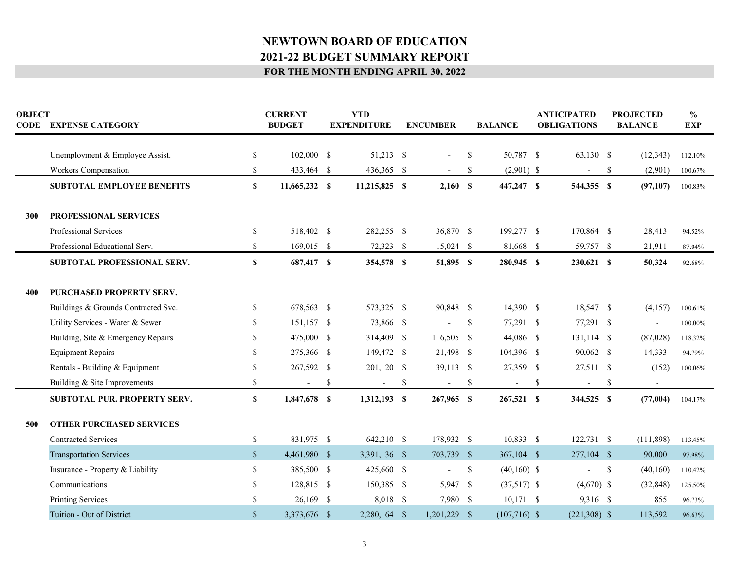# NEWTOWN BOARD OF EDUCATION

## 2021-22 BUDGET SUMMARY REPORT

### FOR THE MONTH ENDING APRIL 30, 2022

| OBJECT CODE | EXPENSE CATEGORY | CURRENT BUDGET | YTD EXPENDITURE | ENCUMBER | BALANCE | ANTICIPATED OBLIGATIONS | PROJECTED BALANCE | % EXP |
|---|---|---|---|---|---|---|---|---|
| | Unemployment & Employee Assist. | $ 102,000 | $ 51,213 | $ - | $ 50,787 | $ 63,130 | $ (12,343) | 112.10% |
| | Workers Compensation | $ 433,464 | $ 436,365 | $ - | $ (2,901) | $ - | $ (2,901) | 100.67% |
| | **SUBTOTAL EMPLOYEE BENEFITS** | **$ 11,665,232** | **$ 11,215,825** | **$ 2,160** | **$ 447,247** | **$ 544,355** | **$ (97,107)** | 100.83% |
| **300** | **PROFESSIONAL SERVICES** | | | | | | | |
| | Professional Services | $ 518,402 | $ 282,255 | $ 36,870 | $ 199,277 | $ 170,864 | $ 28,413 | 94.52% |
| | Professional Educational Serv. | $ 169,015 | $ 72,323 | $ 15,024 | $ 81,668 | $ 59,757 | $ 21,911 | 87.04% |
| | **SUBTOTAL PROFESSIONAL SERV.** | **$ 687,417** | **$ 354,578** | **$ 51,895** | **$ 280,945** | **$ 230,621** | **$ 50,324** | 92.68% |
| **400** | **PURCHASED PROPERTY SERV.** | | | | | | | |
| | Buildings & Grounds Contracted Svc. | $ 678,563 | $ 573,325 | $ 90,848 | $ 14,390 | $ 18,547 | $ (4,157) | 100.61% |
| | Utility Services - Water & Sewer | $ 151,157 | $ 73,866 | $ - | $ 77,291 | $ 77,291 | $ - | 100.00% |
| | Building, Site & Emergency Repairs | $ 475,000 | $ 314,409 | $ 116,505 | $ 44,086 | $ 131,114 | $ (87,028) | 118.32% |
| | Equipment Repairs | $ 275,366 | $ 149,472 | $ 21,498 | $ 104,396 | $ 90,062 | $ 14,333 | 94.79% |
| | Rentals - Building & Equipment | $ 267,592 | $ 201,120 | $ 39,113 | $ 27,359 | $ 27,511 | $ (152) | 100.06% |
| | Building & Site Improvements | $ - | $ - | $ - | $ - | $ - | $ - | |
| | **SUBTOTAL PUR. PROPERTY SERV.** | **$ 1,847,678** | **$ 1,312,193** | **$ 267,965** | **$ 267,521** | **$ 344,525** | **$ (77,004)** | 104.17% |
| **500** | **OTHER PURCHASED SERVICES** | | | | | | | |
| | Contracted Services | $ 831,975 | $ 642,210 | $ 178,932 | $ 10,833 | $ 122,731 | $ (111,898) | 113.45% |
| | Transportation Services | $ 4,461,980 | $ 3,391,136 | $ 703,739 | $ 367,104 | $ 277,104 | $ 90,000 | 97.98% |
| | Insurance - Property & Liability | $ 385,500 | $ 425,660 | $ - | $ (40,160) | $ - | $ (40,160) | 110.42% |
| | Communications | $ 128,815 | $ 150,385 | $ 15,947 | $ (37,517) | $ (4,670) | $ (32,848) | 125.50% |
| | Printing Services | $ 26,169 | $ 8,018 | $ 7,980 | $ 10,171 | $ 9,316 | $ 855 | 96.73% |
| | Tuition - Out of District | $ 3,373,676 | $ 2,280,164 | $ 1,201,229 | $ (107,716) | $ (221,308) | $ 113,592 | 96.63% |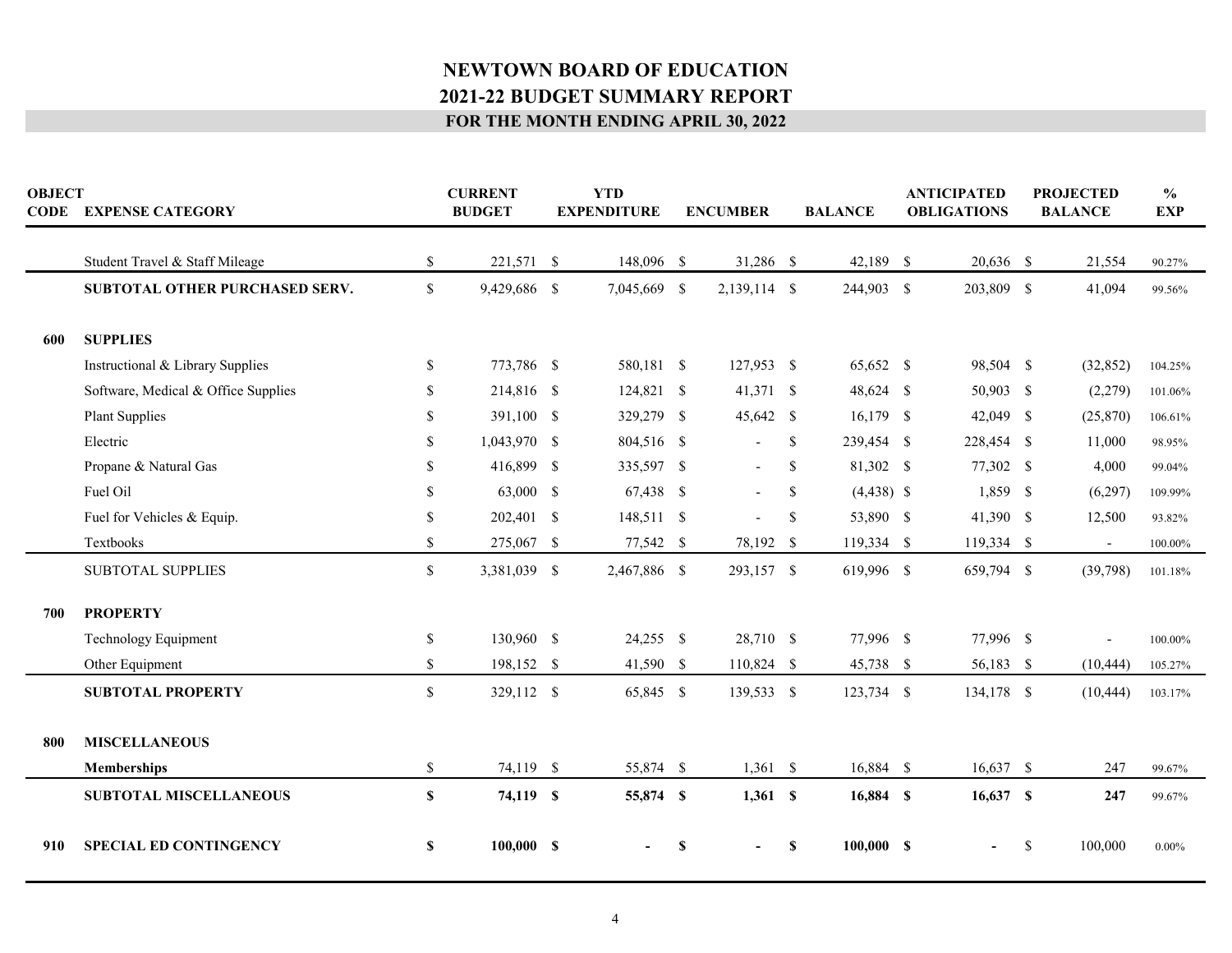# NEWTOWN BOARD OF EDUCATION
## 2021-22 BUDGET SUMMARY REPORT
### FOR THE MONTH ENDING APRIL 30, 2022

| OBJECT CODE | EXPENSE CATEGORY | CURRENT BUDGET | YTD EXPENDITURE | ENCUMBER | BALANCE | ANTICIPATED OBLIGATIONS | PROJECTED BALANCE | % EXP |
|---|---|---|---|---|---|---|---|---|
| | Student Travel & Staff Mileage | $ 221,571 | $ 148,096 | $ 31,286 | $ 42,189 | $ 20,636 | $ 21,554 | 90.27% |
| | **SUBTOTAL OTHER PURCHASED SERV.** | $ 9,429,686 | $ 7,045,669 | $ 2,139,114 | $ 244,903 | $ 203,809 | $ 41,094 | 99.56% |
| **600** | **SUPPLIES** | | | | | | | |
| | Instructional & Library Supplies | $ 773,786 | $ 580,181 | $ 127,953 | $ 65,652 | $ 98,504 | $ (32,852) | 104.25% |
| | Software, Medical & Office Supplies | $ 214,816 | $ 124,821 | $ 41,371 | $ 48,624 | $ 50,903 | $ (2,279) | 101.06% |
| | Plant Supplies | $ 391,100 | $ 329,279 | $ 45,642 | $ 16,179 | $ 42,049 | $ (25,870) | 106.61% |
| | Electric | $ 1,043,970 | $ 804,516 | $ - | $ 239,454 | $ 228,454 | $ 11,000 | 98.95% |
| | Propane & Natural Gas | $ 416,899 | $ 335,597 | $ - | $ 81,302 | $ 77,302 | $ 4,000 | 99.04% |
| | Fuel Oil | $ 63,000 | $ 67,438 | $ - | $ (4,438) | $ 1,859 | $ (6,297) | 109.99% |
| | Fuel for Vehicles & Equip. | $ 202,401 | $ 148,511 | $ - | $ 53,890 | $ 41,390 | $ 12,500 | 93.82% |
| | Textbooks | $ 275,067 | $ 77,542 | $ 78,192 | $ 119,334 | $ 119,334 | $ - | 100.00% |
| | SUBTOTAL SUPPLIES | $ 3,381,039 | $ 2,467,886 | $ 293,157 | $ 619,996 | $ 659,794 | $ (39,798) | 101.18% |
| **700** | **PROPERTY** | | | | | | | |
| | Technology Equipment | $ 130,960 | $ 24,255 | $ 28,710 | $ 77,996 | $ 77,996 | $ - | 100.00% |
| | Other Equipment | $ 198,152 | $ 41,590 | $ 110,824 | $ 45,738 | $ 56,183 | $ (10,444) | 105.27% |
| | **SUBTOTAL PROPERTY** | $ 329,112 | $ 65,845 | $ 139,533 | $ 123,734 | $ 134,178 | $ (10,444) | 103.17% |
| **800** | **MISCELLANEOUS** | | | | | | | |
| | **Memberships** | $ 74,119 | $ 55,874 | $ 1,361 | $ 16,884 | $ 16,637 | $ 247 | 99.67% |
| | **SUBTOTAL MISCELLANEOUS** | **$ 74,119** | **$ 55,874** | **$ 1,361** | **$ 16,884** | **$ 16,637** | **$ 247** | 99.67% |
| **910** | **SPECIAL ED CONTINGENCY** | **$ 100,000** | **$ -** | **$ -** | **$ 100,000** | **$ -** | $ 100,000 | 0.00% |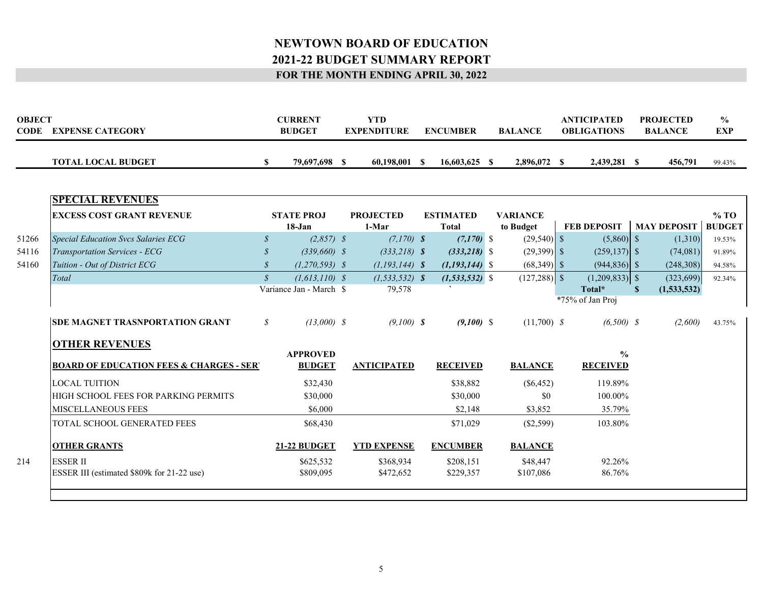# NEWTOWN BOARD OF EDUCATION

## 2021-22 BUDGET SUMMARY REPORT

### FOR THE MONTH ENDING APRIL 30, 2022

| OBJECT CODE | EXPENSE CATEGORY | CURRENT BUDGET | YTD EXPENDITURE | ENCUMBER | BALANCE | ANTICIPATED OBLIGATIONS | PROJECTED BALANCE | % EXP |
|---|---|---|---|---|---|---|---|---|
| | **TOTAL LOCAL BUDGET** | **$ 79,697,698** | **$ 60,198,001** | **$ 16,603,625** | **$ 2,896,072** | **$ 2,439,281** | **$ 456,791** | 99.43% |

## SPECIAL REVENUES

| | **EXCESS COST GRANT REVENUE** | **STATE PROJ 18-Jan** | **PROJECTED 1-Mar** | **ESTIMATED Total** | **VARIANCE to Budget** | **FEB DEPOSIT** | **MAY DEPOSIT** | **% TO BUDGET** |
|---|---|---|---|---|---|---|---|---|
| 51266 | *Special Education Svcs Salaries ECG* | *$ (2,857)* | *$ (7,170)* | ***$ (7,170)*** | $ (29,540) | $ (5,860) | $ (1,310) | 19.53% |
| 54116 | *Transportation Services - ECG* | *$ (339,660)* | *$ (333,218)* | ***$ (333,218)*** | $ (29,399) | $ (259,137) | $ (74,081) | 91.89% |
| 54160 | *Tuition - Out of District ECG* | *$ (1,270,593)* | *$ (1,193,144)* | ***$ (1,193,144)*** | $ (68,349) | $ (944,836) | $ (248,308) | 94.58% |
| | *Total* | *$ (1,613,110)* | *$ (1,533,532)* | ***$ (1,533,532)*** | $ (127,288) | $ (1,209,833) | $ (323,699) | 92.34% |
| | | Variance Jan - March | $ 79,578 | ` | | **Total*** | **$ (1,533,532)** | |
| | | | | | | *75% of Jan Proj | | |
| | **SDE MAGNET TRASNPORTATION GRANT** | *$ (13,000)* | *$ (9,100)* | ***$ (9,100)*** | $ (11,700) | *$ (6,500)* | *$ (2,600)* | 43.75% |

## OTHER REVENUES

| BOARD OF EDUCATION FEES & CHARGES - SER | APPROVED BUDGET | ANTICIPATED | RECEIVED | BALANCE | % RECEIVED |
|---|---|---|---|---|---|
| LOCAL TUITION | $32,430 | | $38,882 | ($6,452) | 119.89% |
| HIGH SCHOOL FEES FOR PARKING PERMITS | $30,000 | | $30,000 | $0 | 100.00% |
| MISCELLANEOUS FEES | $6,000 | | $2,148 | $3,852 | 35.79% |
| TOTAL SCHOOL GENERATED FEES | $68,430 | | $71,029 | ($2,599) | 103.80% |

| | OTHER GRANTS | 21-22 BUDGET | YTD EXPENSE | ENCUMBER | BALANCE | |
|---|---|---|---|---|---|---|
| 214 | ESSER II | $625,532 | $368,934 | $208,151 | $48,447 | 92.26% |
| | ESSER III (estimated $809k for 21-22 use) | $809,095 | $472,652 | $229,357 | $107,086 | 86.76% |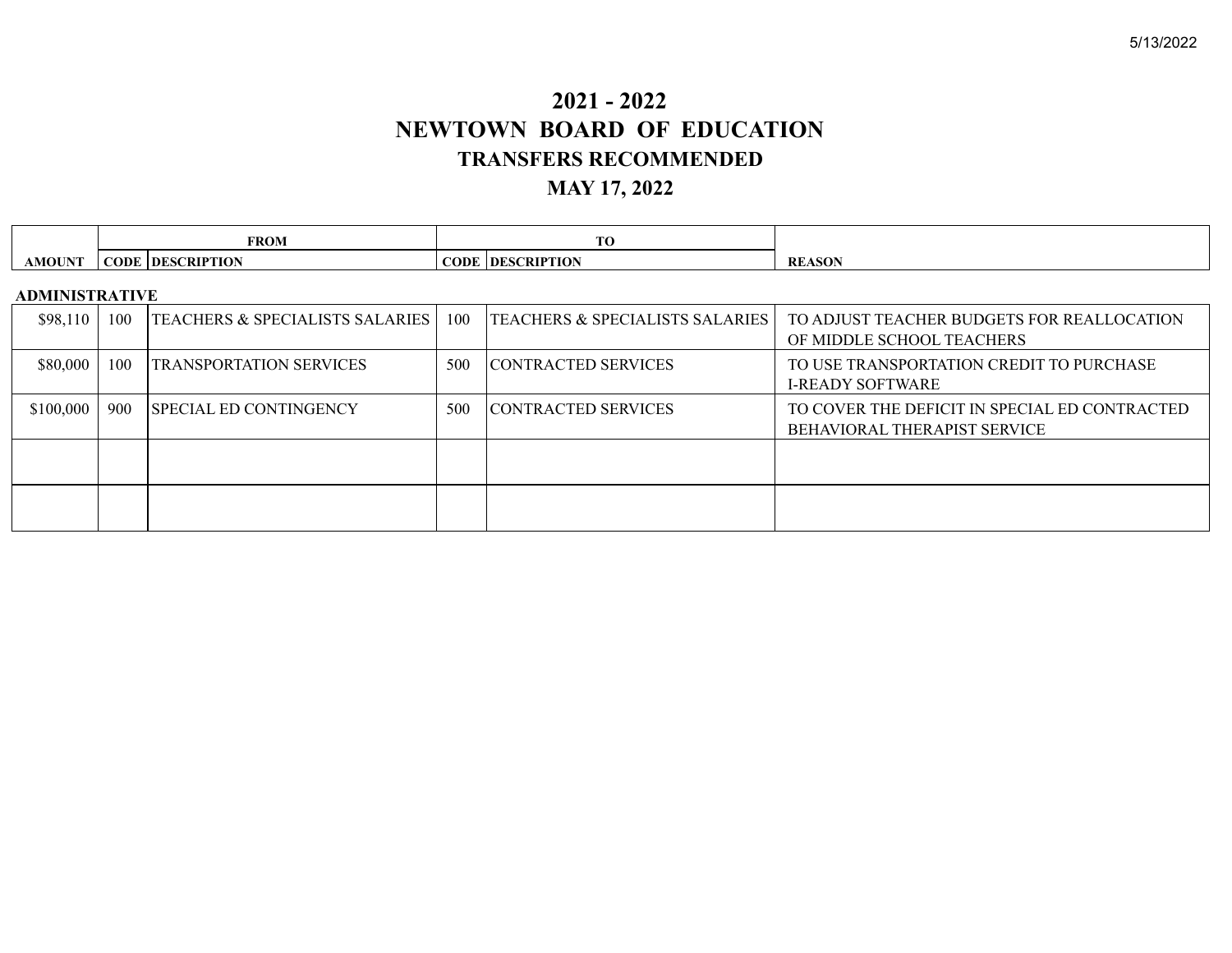# 2021 - 2022
# NEWTOWN BOARD OF EDUCATION
## TRANSFERS RECOMMENDED
## MAY 17, 2022

| | FROM | | TO | | |
|---|---|---|---|---|---|
| **AMOUNT** | **CODE** | **DESCRIPTION** | **CODE** | **DESCRIPTION** | **REASON** |
| **ADMINISTRATIVE** | | | | | |
| $98,110 | 100 | TEACHERS & SPECIALISTS SALARIES | 100 | TEACHERS & SPECIALISTS SALARIES | TO ADJUST TEACHER BUDGETS FOR REALLOCATION OF MIDDLE SCHOOL TEACHERS |
| $80,000 | 100 | TRANSPORTATION SERVICES | 500 | CONTRACTED SERVICES | TO USE TRANSPORTATION CREDIT TO PURCHASE I-READY SOFTWARE |
| $100,000 | 900 | SPECIAL ED CONTINGENCY | 500 | CONTRACTED SERVICES | TO COVER THE DEFICIT IN SPECIAL ED CONTRACTED BEHAVIORAL THERAPIST SERVICE |
| | | | | | |
| | | | | | |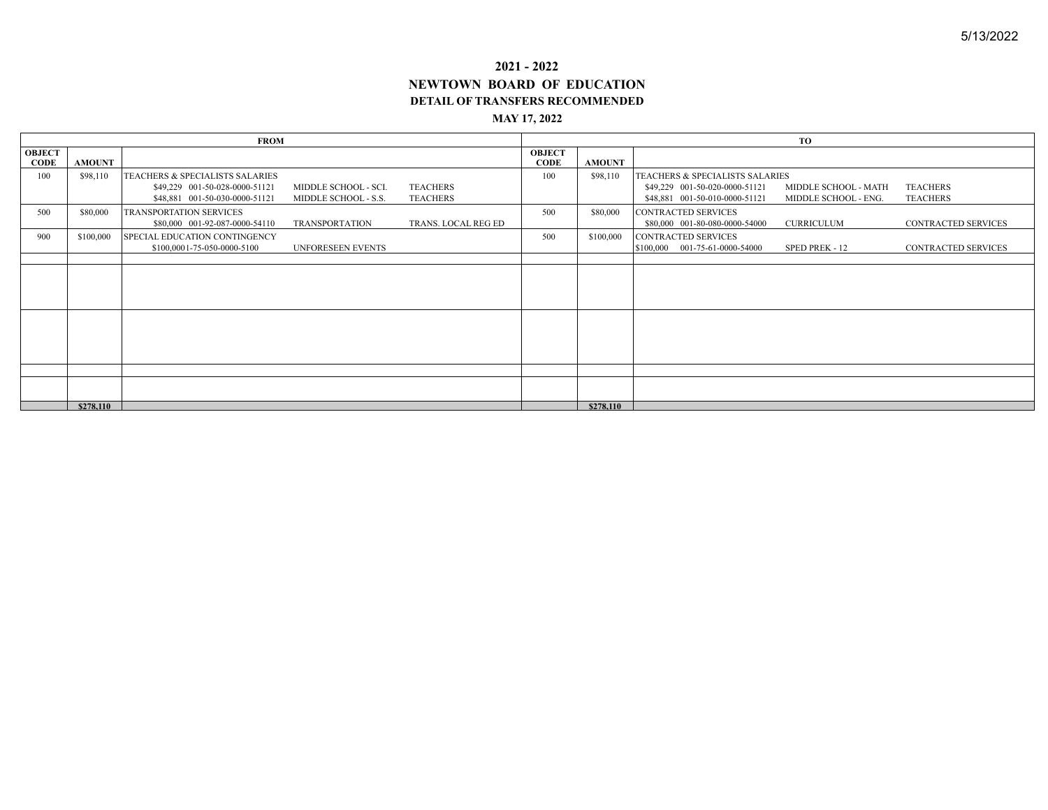5/13/2022

# 2021 - 2022
## NEWTOWN BOARD OF EDUCATION
### DETAIL OF TRANSFERS RECOMMENDED
### MAY 17, 2022

| FROM | | | TO | | |
|---|---|---|---|---|---|
| OBJECT CODE | AMOUNT | | OBJECT CODE | AMOUNT | |
| 100 | $98,110 | TEACHERS & SPECIALISTS SALARIES<br>$49,229 001-50-028-0000-51121 MIDDLE SCHOOL - SCI. TEACHERS<br>$48,881 001-50-030-0000-51121 MIDDLE SCHOOL - S.S. TEACHERS | 100 | $98,110 | TEACHERS & SPECIALISTS SALARIES<br>$49,229 001-50-020-0000-51121 MIDDLE SCHOOL - MATH TEACHERS<br>$48,881 001-50-010-0000-51121 MIDDLE SCHOOL - ENG. TEACHERS |
| 500 | $80,000 | TRANSPORTATION SERVICES<br>$80,000 001-92-087-0000-54110 TRANSPORTATION TRANS. LOCAL REG ED | 500 | $80,000 | CONTRACTED SERVICES<br>$80,000 001-80-080-0000-54000 CURRICULUM CONTRACTED SERVICES |
| 900 | $100,000 | SPECIAL EDUCATION CONTINGENCY<br>$100,0001-75-050-0000-5100 UNFORESEEN EVENTS | 500 | $100,000 | CONTRACTED SERVICES<br>$100,000 001-75-61-0000-54000 SPED PREK - 12 CONTRACTED SERVICES |
| | $278,110 | | | $278,110 | |